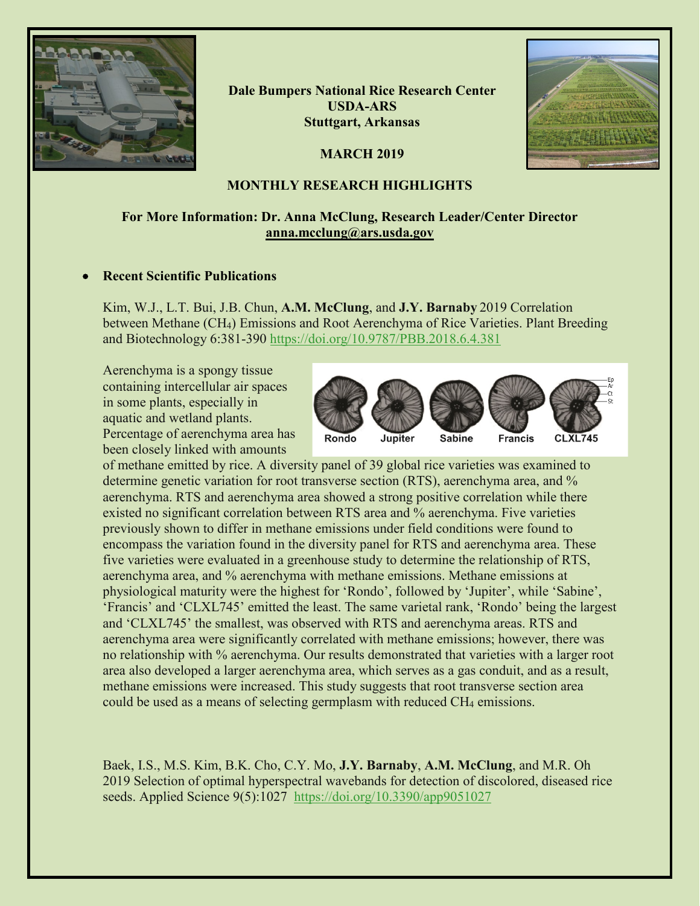**Dale Bumpers National Rice Research Center**
**USDA-ARS**
**Stuttgart, Arkansas**

**MARCH 2019**

## MONTHLY RESEARCH HIGHLIGHTS

**For More Information: Dr. Anna McClung, Research Leader/Center Director**
**anna.mcclung@ars.usda.gov**

- **Recent Scientific Publications**

Kim, W.J., L.T. Bui, J.B. Chun, **A.M. McClung**, and **J.Y. Barnaby** 2019 Correlation between Methane ($CH_4$) Emissions and Root Aerenchyma of Rice Varieties. Plant Breeding and Biotechnology 6:381-390 https://doi.org/10.9787/PBB.2018.6.4.381

Aerenchyma is a spongy tissue containing intercellular air spaces in some plants, especially in aquatic and wetland plants. Percentage of aerenchyma area has been closely linked with amounts of methane emitted by rice. A diversity panel of 39 global rice varieties was examined to determine genetic variation for root transverse section (RTS), aerenchyma area, and % aerenchyma. RTS and aerenchyma area showed a strong positive correlation while there existed no significant correlation between RTS area and % aerenchyma. Five varieties previously shown to differ in methane emissions under field conditions were found to encompass the variation found in the diversity panel for RTS and aerenchyma area. These five varieties were evaluated in a greenhouse study to determine the relationship of RTS, aerenchyma area, and % aerenchyma with methane emissions. Methane emissions at physiological maturity were the highest for 'Rondo', followed by 'Jupiter', while 'Sabine', 'Francis' and 'CLXL745' emitted the least. The same varietal rank, 'Rondo' being the largest and 'CLXL745' the smallest, was observed with RTS and aerenchyma areas. RTS and aerenchyma area were significantly correlated with methane emissions; however, there was no relationship with % aerenchyma. Our results demonstrated that varieties with a larger root area also developed a larger aerenchyma area, which serves as a gas conduit, and as a result, methane emissions were increased. This study suggests that root transverse section area could be used as a means of selecting germplasm with reduced $CH_4$ emissions.

Baek, I.S., M.S. Kim, B.K. Cho, C.Y. Mo, **J.Y. Barnaby**, **A.M. McClung**, and M.R. Oh 2019 Selection of optimal hyperspectral wavebands for detection of discolored, diseased rice seeds. Applied Science 9(5):1027 https://doi.org/10.3390/app9051027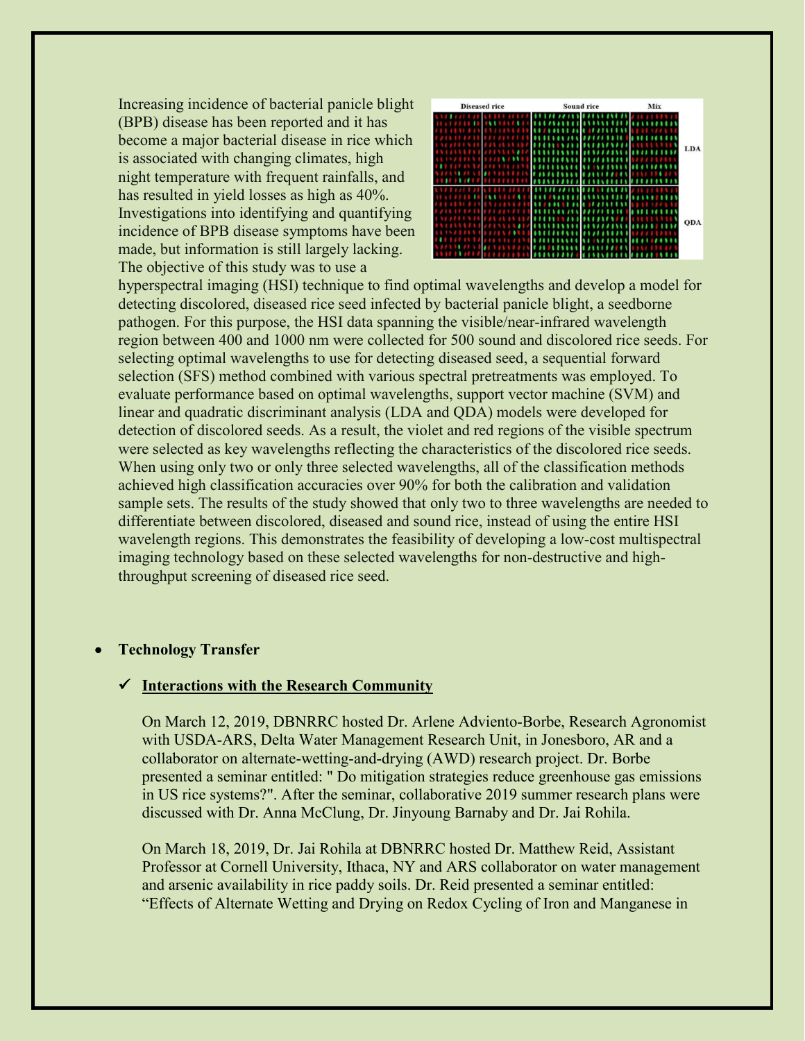Increasing incidence of bacterial panicle blight (BPB) disease has been reported and it has become a major bacterial disease in rice which is associated with changing climates, high night temperature with frequent rainfalls, and has resulted in yield losses as high as 40%. Investigations into identifying and quantifying incidence of BPB disease symptoms have been made, but information is still largely lacking. The objective of this study was to use a hyperspectral imaging (HSI) technique to find optimal wavelengths and develop a model for detecting discolored, diseased rice seed infected by bacterial panicle blight, a seedborne pathogen. For this purpose, the HSI data spanning the visible/near-infrared wavelength region between 400 and 1000 nm were collected for 500 sound and discolored rice seeds. For selecting optimal wavelengths to use for detecting diseased seed, a sequential forward selection (SFS) method combined with various spectral pretreatments was employed. To evaluate performance based on optimal wavelengths, support vector machine (SVM) and linear and quadratic discriminant analysis (LDA and QDA) models were developed for detection of discolored seeds. As a result, the violet and red regions of the visible spectrum were selected as key wavelengths reflecting the characteristics of the discolored rice seeds. When using only two or only three selected wavelengths, all of the classification methods achieved high classification accuracies over 90% for both the calibration and validation sample sets. The results of the study showed that only two to three wavelengths are needed to differentiate between discolored, diseased and sound rice, instead of using the entire HSI wavelength regions. This demonstrates the feasibility of developing a low-cost multispectral imaging technology based on these selected wavelengths for non-destructive and high-throughput screening of diseased rice seed.

- **Technology Transfer**

  - ✓ **Interactions with the Research Community**

    On March 12, 2019, DBNRRC hosted Dr. Arlene Adviento-Borbe, Research Agronomist with USDA-ARS, Delta Water Management Research Unit, in Jonesboro, AR and a collaborator on alternate-wetting-and-drying (AWD) research project. Dr. Borbe presented a seminar entitled: " Do mitigation strategies reduce greenhouse gas emissions in US rice systems?". After the seminar, collaborative 2019 summer research plans were discussed with Dr. Anna McClung, Dr. Jinyoung Barnaby and Dr. Jai Rohila.

    On March 18, 2019, Dr. Jai Rohila at DBNRRC hosted Dr. Matthew Reid, Assistant Professor at Cornell University, Ithaca, NY and ARS collaborator on water management and arsenic availability in rice paddy soils. Dr. Reid presented a seminar entitled: “Effects of Alternate Wetting and Drying on Redox Cycling of Iron and Manganese in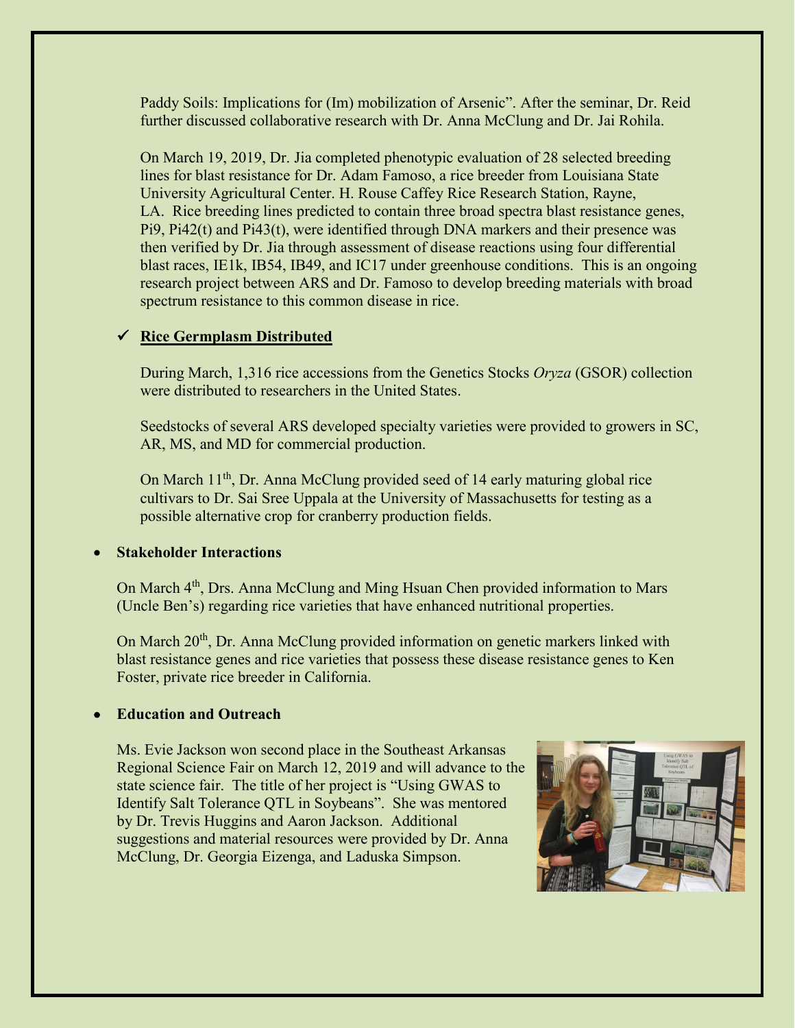Paddy Soils: Implications for (Im) mobilization of Arsenic". After the seminar, Dr. Reid further discussed collaborative research with Dr. Anna McClung and Dr. Jai Rohila.

On March 19, 2019, Dr. Jia completed phenotypic evaluation of 28 selected breeding lines for blast resistance for Dr. Adam Famoso, a rice breeder from Louisiana State University Agricultural Center. H. Rouse Caffey Rice Research Station, Rayne, LA. Rice breeding lines predicted to contain three broad spectra blast resistance genes, Pi9, Pi42(t) and Pi43(t), were identified through DNA markers and their presence was then verified by Dr. Jia through assessment of disease reactions using four differential blast races, IE1k, IB54, IB49, and IC17 under greenhouse conditions. This is an ongoing research project between ARS and Dr. Famoso to develop breeding materials with broad spectrum resistance to this common disease in rice.

✓ **Rice Germplasm Distributed**

During March, 1,316 rice accessions from the Genetics Stocks *Oryza* (GSOR) collection were distributed to researchers in the United States.

Seedstocks of several ARS developed specialty varieties were provided to growers in SC, AR, MS, and MD for commercial production.

On March 11th, Dr. Anna McClung provided seed of 14 early maturing global rice cultivars to Dr. Sai Sree Uppala at the University of Massachusetts for testing as a possible alternative crop for cranberry production fields.

- **Stakeholder Interactions**

On March 4th, Drs. Anna McClung and Ming Hsuan Chen provided information to Mars (Uncle Ben's) regarding rice varieties that have enhanced nutritional properties.

On March 20th, Dr. Anna McClung provided information on genetic markers linked with blast resistance genes and rice varieties that possess these disease resistance genes to Ken Foster, private rice breeder in California.

- **Education and Outreach**

Ms. Evie Jackson won second place in the Southeast Arkansas Regional Science Fair on March 12, 2019 and will advance to the state science fair. The title of her project is "Using GWAS to Identify Salt Tolerance QTL in Soybeans". She was mentored by Dr. Trevis Huggins and Aaron Jackson. Additional suggestions and material resources were provided by Dr. Anna McClung, Dr. Georgia Eizenga, and Laduska Simpson.